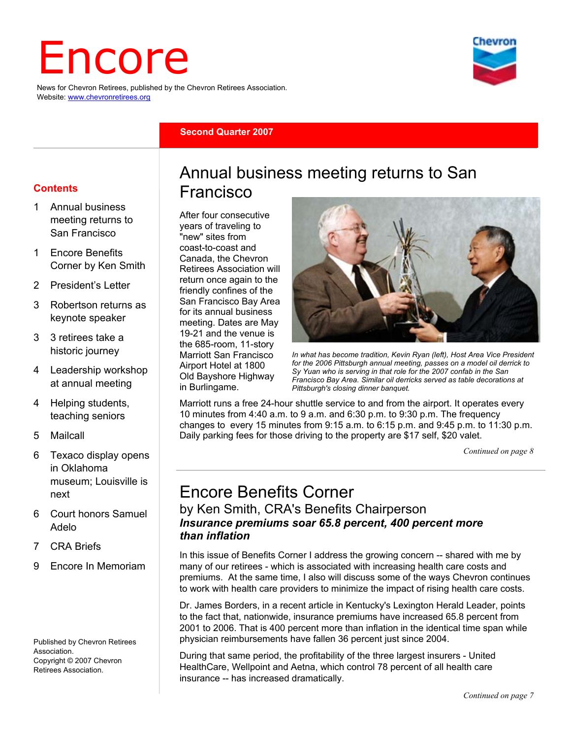# Encore

News for Chevron Retirees, published by the Chevron Retirees Association.
Website: www.chevronretirees.org

**Second Quarter 2007**

**Contents**

1 Annual business meeting returns to San Francisco
1 Encore Benefits Corner by Ken Smith
2 President's Letter
3 Robertson returns as keynote speaker
3 3 retirees take a historic journey
4 Leadership workshop at annual meeting
4 Helping students, teaching seniors
5 Mailcall
6 Texaco display opens in Oklahoma museum; Louisville is next
6 Court honors Samuel Adelo
7 CRA Briefs
9 Encore In Memoriam

Published by Chevron Retirees Association.
Copyright © 2007 Chevron Retirees Association.

## Annual business meeting returns to San Francisco

After four consecutive years of traveling to "new" sites from coast-to-coast and Canada, the Chevron Retirees Association will return once again to the friendly confines of the San Francisco Bay Area for its annual business meeting. Dates are May 19-21 and the venue is the 685-room, 11-story Marriott San Francisco Airport Hotel at 1800 Old Bayshore Highway in Burlingame.

*In what has become tradition, Kevin Ryan (left), Host Area Vice President for the 2006 Pittsburgh annual meeting, passes on a model oil derrick to Sy Yuan who is serving in that role for the 2007 confab in the San Francisco Bay Area. Similar oil derricks served as table decorations at Pittsburgh's closing dinner banquet.*

Marriott runs a free 24-hour shuttle service to and from the airport. It operates every 10 minutes from 4:40 a.m. to 9 a.m. and 6:30 p.m. to 9:30 p.m. The frequency changes to every 15 minutes from 9:15 a.m. to 6:15 p.m. and 9:45 p.m. to 11:30 p.m. Daily parking fees for those driving to the property are $17 self, $20 valet.

*Continued on page 8*

## Encore Benefits Corner

### by Ken Smith, CRA's Benefits Chairperson

***Insurance premiums soar 65.8 percent, 400 percent more than inflation***

In this issue of Benefits Corner I address the growing concern -- shared with me by many of our retirees - which is associated with increasing health care costs and premiums. At the same time, I also will discuss some of the ways Chevron continues to work with health care providers to minimize the impact of rising health care costs.

Dr. James Borders, in a recent article in Kentucky's Lexington Herald Leader, points to the fact that, nationwide, insurance premiums have increased 65.8 percent from 2001 to 2006. That is 400 percent more than inflation in the identical time span while physician reimbursements have fallen 36 percent just since 2004.

During that same period, the profitability of the three largest insurers - United HealthCare, Wellpoint and Aetna, which control 78 percent of all health care insurance -- has increased dramatically.

*Continued on page 7*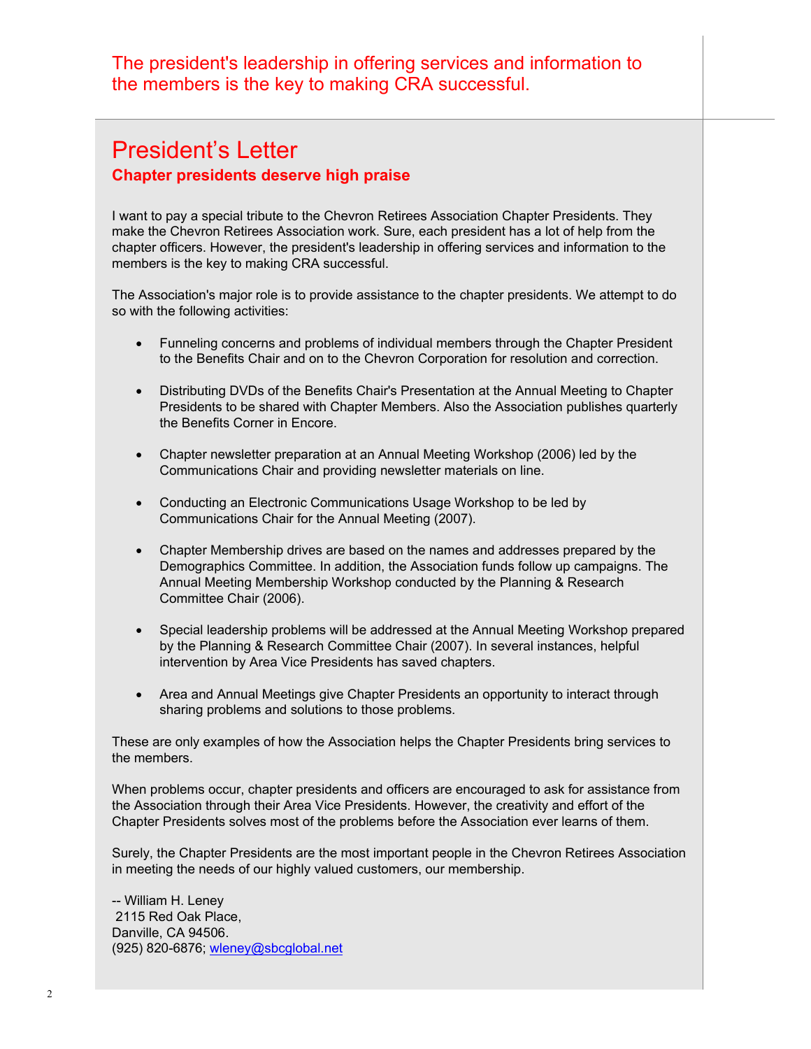The president's leadership in offering services and information to the members is the key to making CRA successful.

# President's Letter

## Chapter presidents deserve high praise

I want to pay a special tribute to the Chevron Retirees Association Chapter Presidents. They make the Chevron Retirees Association work. Sure, each president has a lot of help from the chapter officers. However, the president's leadership in offering services and information to the members is the key to making CRA successful.

The Association's major role is to provide assistance to the chapter presidents. We attempt to do so with the following activities:

- Funneling concerns and problems of individual members through the Chapter President to the Benefits Chair and on to the Chevron Corporation for resolution and correction.

- Distributing DVDs of the Benefits Chair's Presentation at the Annual Meeting to Chapter Presidents to be shared with Chapter Members. Also the Association publishes quarterly the Benefits Corner in Encore.

- Chapter newsletter preparation at an Annual Meeting Workshop (2006) led by the Communications Chair and providing newsletter materials on line.

- Conducting an Electronic Communications Usage Workshop to be led by Communications Chair for the Annual Meeting (2007).

- Chapter Membership drives are based on the names and addresses prepared by the Demographics Committee. In addition, the Association funds follow up campaigns. The Annual Meeting Membership Workshop conducted by the Planning & Research Committee Chair (2006).

- Special leadership problems will be addressed at the Annual Meeting Workshop prepared by the Planning & Research Committee Chair (2007). In several instances, helpful intervention by Area Vice Presidents has saved chapters.

- Area and Annual Meetings give Chapter Presidents an opportunity to interact through sharing problems and solutions to those problems.

These are only examples of how the Association helps the Chapter Presidents bring services to the members.

When problems occur, chapter presidents and officers are encouraged to ask for assistance from the Association through their Area Vice Presidents. However, the creativity and effort of the Chapter Presidents solves most of the problems before the Association ever learns of them.

Surely, the Chapter Presidents are the most important people in the Chevron Retirees Association in meeting the needs of our highly valued customers, our membership.

-- William H. Leney  
2115 Red Oak Place,  
Danville, CA 94506.  
(925) 820-6876; wleney@sbcglobal.net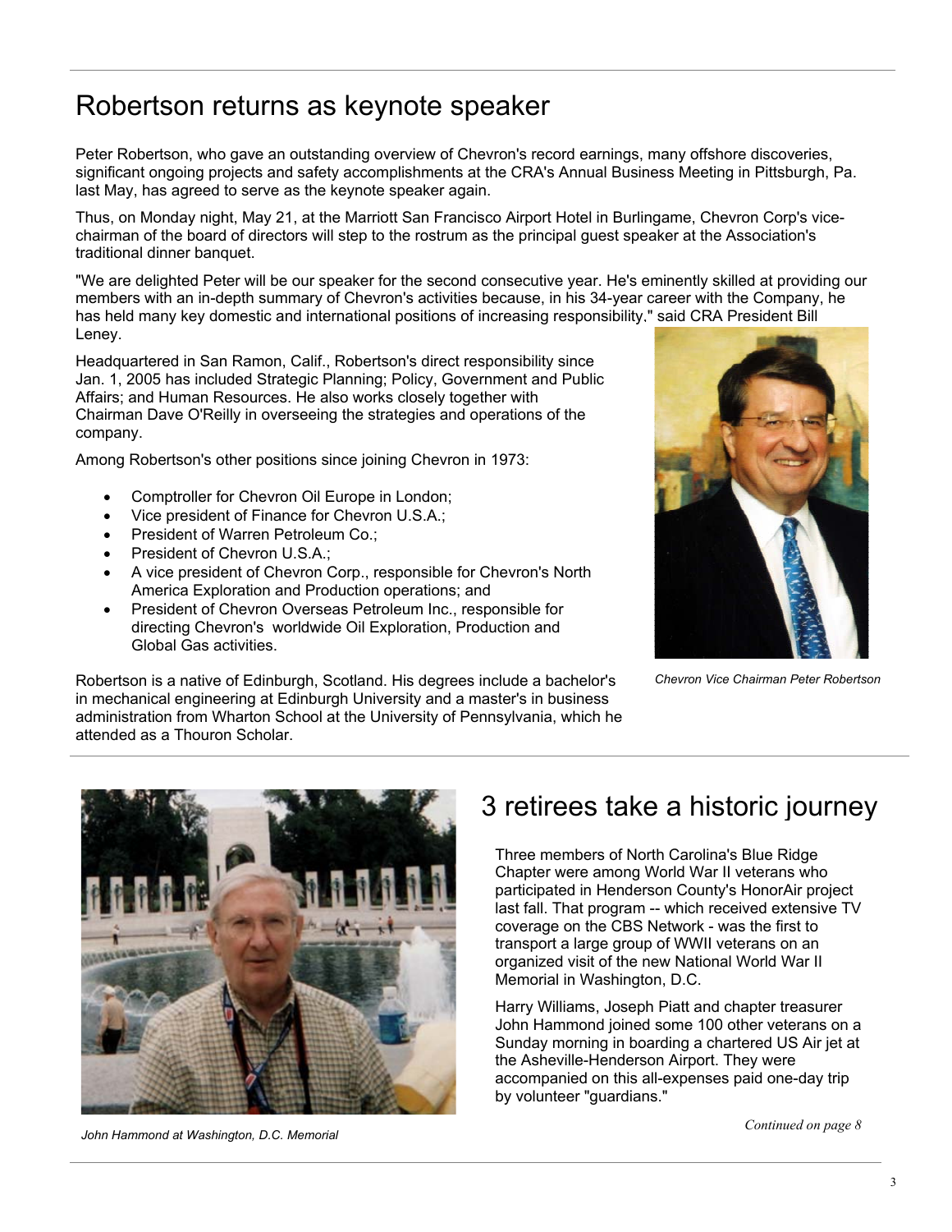# Robertson returns as keynote speaker

Peter Robertson, who gave an outstanding overview of Chevron's record earnings, many offshore discoveries, significant ongoing projects and safety accomplishments at the CRA's Annual Business Meeting in Pittsburgh, Pa. last May, has agreed to serve as the keynote speaker again.

Thus, on Monday night, May 21, at the Marriott San Francisco Airport Hotel in Burlingame, Chevron Corp's vice-chairman of the board of directors will step to the rostrum as the principal guest speaker at the Association's traditional dinner banquet.

"We are delighted Peter will be our speaker for the second consecutive year. He's eminently skilled at providing our members with an in-depth summary of Chevron's activities because, in his 34-year career with the Company, he has held many key domestic and international positions of increasing responsibility," said CRA President Bill Leney.

Headquartered in San Ramon, Calif., Robertson's direct responsibility since Jan. 1, 2005 has included Strategic Planning; Policy, Government and Public Affairs; and Human Resources. He also works closely together with Chairman Dave O'Reilly in overseeing the strategies and operations of the company.

Among Robertson's other positions since joining Chevron in 1973:

- Comptroller for Chevron Oil Europe in London;
- Vice president of Finance for Chevron U.S.A.;
- President of Warren Petroleum Co.;
- President of Chevron U.S.A.;
- A vice president of Chevron Corp., responsible for Chevron's North America Exploration and Production operations; and
- President of Chevron Overseas Petroleum Inc., responsible for directing Chevron's worldwide Oil Exploration, Production and Global Gas activities.

Robertson is a native of Edinburgh, Scotland. His degrees include a bachelor's in mechanical engineering at Edinburgh University and a master's in business administration from Wharton School at the University of Pennsylvania, which he attended as a Thouron Scholar.

*Chevron Vice Chairman Peter Robertson*

# 3 retirees take a historic journey

Three members of North Carolina's Blue Ridge Chapter were among World War II veterans who participated in Henderson County's HonorAir project last fall. That program -- which received extensive TV coverage on the CBS Network - was the first to transport a large group of WWII veterans on an organized visit of the new National World War II Memorial in Washington, D.C.

Harry Williams, Joseph Piatt and chapter treasurer John Hammond joined some 100 other veterans on a Sunday morning in boarding a chartered US Air jet at the Asheville-Henderson Airport. They were accompanied on this all-expenses paid one-day trip by volunteer "guardians."

*Continued on page 8*

*John Hammond at Washington, D.C. Memorial*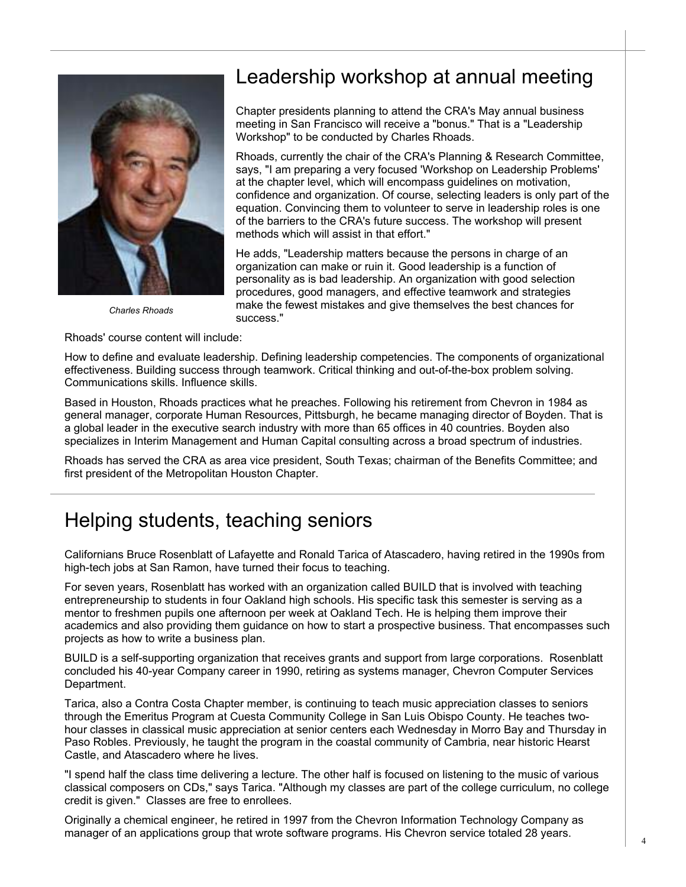## Leadership workshop at annual meeting

*Charles Rhoads*

Chapter presidents planning to attend the CRA's May annual business meeting in San Francisco will receive a "bonus." That is a "Leadership Workshop" to be conducted by Charles Rhoads.

Rhoads, currently the chair of the CRA's Planning & Research Committee, says, "I am preparing a very focused 'Workshop on Leadership Problems' at the chapter level, which will encompass guidelines on motivation, confidence and organization. Of course, selecting leaders is only part of the equation. Convincing them to volunteer to serve in leadership roles is one of the barriers to the CRA's future success. The workshop will present methods which will assist in that effort."

He adds, "Leadership matters because the persons in charge of an organization can make or ruin it. Good leadership is a function of personality as is bad leadership. An organization with good selection procedures, good managers, and effective teamwork and strategies make the fewest mistakes and give themselves the best chances for success."

Rhoads' course content will include:

How to define and evaluate leadership. Defining leadership competencies. The components of organizational effectiveness. Building success through teamwork. Critical thinking and out-of-the-box problem solving. Communications skills. Influence skills.

Based in Houston, Rhoads practices what he preaches. Following his retirement from Chevron in 1984 as general manager, corporate Human Resources, Pittsburgh, he became managing director of Boyden. That is a global leader in the executive search industry with more than 65 offices in 40 countries. Boyden also specializes in Interim Management and Human Capital consulting across a broad spectrum of industries.

Rhoads has served the CRA as area vice president, South Texas; chairman of the Benefits Committee; and first president of the Metropolitan Houston Chapter.

## Helping students, teaching seniors

Californians Bruce Rosenblatt of Lafayette and Ronald Tarica of Atascadero, having retired in the 1990s from high-tech jobs at San Ramon, have turned their focus to teaching.

For seven years, Rosenblatt has worked with an organization called BUILD that is involved with teaching entrepreneurship to students in four Oakland high schools. His specific task this semester is serving as a mentor to freshmen pupils one afternoon per week at Oakland Tech. He is helping them improve their academics and also providing them guidance on how to start a prospective business. That encompasses such projects as how to write a business plan.

BUILD is a self-supporting organization that receives grants and support from large corporations. Rosenblatt concluded his 40-year Company career in 1990, retiring as systems manager, Chevron Computer Services Department.

Tarica, also a Contra Costa Chapter member, is continuing to teach music appreciation classes to seniors through the Emeritus Program at Cuesta Community College in San Luis Obispo County. He teaches two-hour classes in classical music appreciation at senior centers each Wednesday in Morro Bay and Thursday in Paso Robles. Previously, he taught the program in the coastal community of Cambria, near historic Hearst Castle, and Atascadero where he lives.

"I spend half the class time delivering a lecture. The other half is focused on listening to the music of various classical composers on CDs," says Tarica. "Although my classes are part of the college curriculum, no college credit is given." Classes are free to enrollees.

Originally a chemical engineer, he retired in 1997 from the Chevron Information Technology Company as manager of an applications group that wrote software programs. His Chevron service totaled 28 years.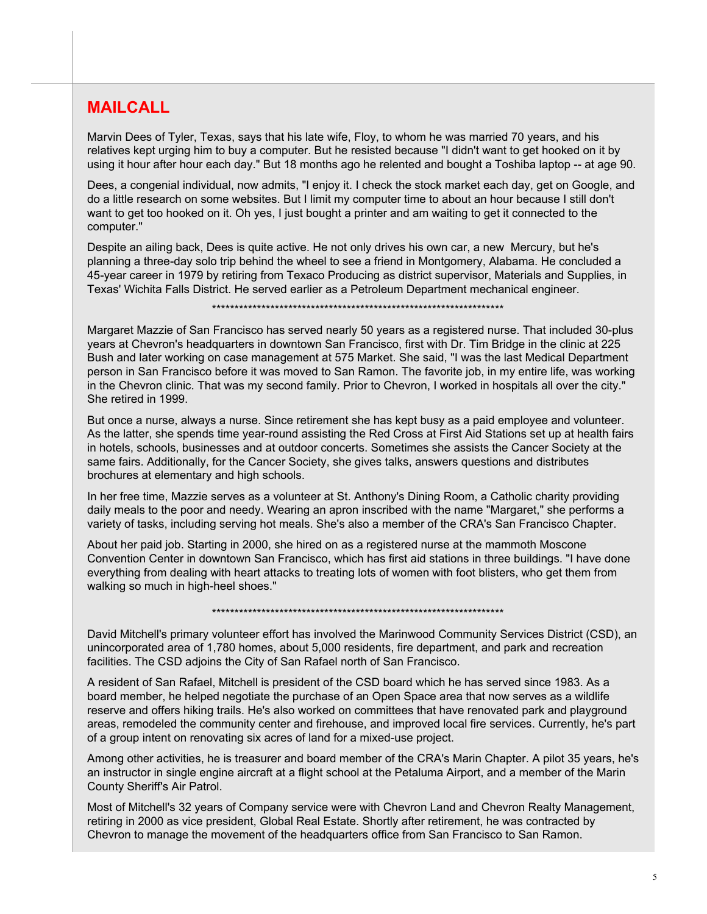## MAILCALL

Marvin Dees of Tyler, Texas, says that his late wife, Floy, to whom he was married 70 years, and his relatives kept urging him to buy a computer. But he resisted because "I didn't want to get hooked on it by using it hour after hour each day." But 18 months ago he relented and bought a Toshiba laptop -- at age 90.

Dees, a congenial individual, now admits, "I enjoy it. I check the stock market each day, get on Google, and do a little research on some websites. But I limit my computer time to about an hour because I still don't want to get too hooked on it. Oh yes, I just bought a printer and am waiting to get it connected to the computer."

Despite an ailing back, Dees is quite active. He not only drives his own car, a new Mercury, but he's planning a three-day solo trip behind the wheel to see a friend in Montgomery, Alabama. He concluded a 45-year career in 1979 by retiring from Texaco Producing as district supervisor, Materials and Supplies, in Texas' Wichita Falls District. He served earlier as a Petroleum Department mechanical engineer.

*******************************************************************

Margaret Mazzie of San Francisco has served nearly 50 years as a registered nurse. That included 30-plus years at Chevron's headquarters in downtown San Francisco, first with Dr. Tim Bridge in the clinic at 225 Bush and later working on case management at 575 Market. She said, "I was the last Medical Department person in San Francisco before it was moved to San Ramon. The favorite job, in my entire life, was working in the Chevron clinic. That was my second family. Prior to Chevron, I worked in hospitals all over the city." She retired in 1999.

But once a nurse, always a nurse. Since retirement she has kept busy as a paid employee and volunteer. As the latter, she spends time year-round assisting the Red Cross at First Aid Stations set up at health fairs in hotels, schools, businesses and at outdoor concerts. Sometimes she assists the Cancer Society at the same fairs. Additionally, for the Cancer Society, she gives talks, answers questions and distributes brochures at elementary and high schools.

In her free time, Mazzie serves as a volunteer at St. Anthony's Dining Room, a Catholic charity providing daily meals to the poor and needy. Wearing an apron inscribed with the name "Margaret," she performs a variety of tasks, including serving hot meals. She's also a member of the CRA's San Francisco Chapter.

About her paid job. Starting in 2000, she hired on as a registered nurse at the mammoth Moscone Convention Center in downtown San Francisco, which has first aid stations in three buildings. "I have done everything from dealing with heart attacks to treating lots of women with foot blisters, who get them from walking so much in high-heel shoes."

*******************************************************************

David Mitchell's primary volunteer effort has involved the Marinwood Community Services District (CSD), an unincorporated area of 1,780 homes, about 5,000 residents, fire department, and park and recreation facilities. The CSD adjoins the City of San Rafael north of San Francisco.

A resident of San Rafael, Mitchell is president of the CSD board which he has served since 1983. As a board member, he helped negotiate the purchase of an Open Space area that now serves as a wildlife reserve and offers hiking trails. He's also worked on committees that have renovated park and playground areas, remodeled the community center and firehouse, and improved local fire services. Currently, he's part of a group intent on renovating six acres of land for a mixed-use project.

Among other activities, he is treasurer and board member of the CRA's Marin Chapter. A pilot 35 years, he's an instructor in single engine aircraft at a flight school at the Petaluma Airport, and a member of the Marin County Sheriff's Air Patrol.

Most of Mitchell's 32 years of Company service were with Chevron Land and Chevron Realty Management, retiring in 2000 as vice president, Global Real Estate. Shortly after retirement, he was contracted by Chevron to manage the movement of the headquarters office from San Francisco to San Ramon.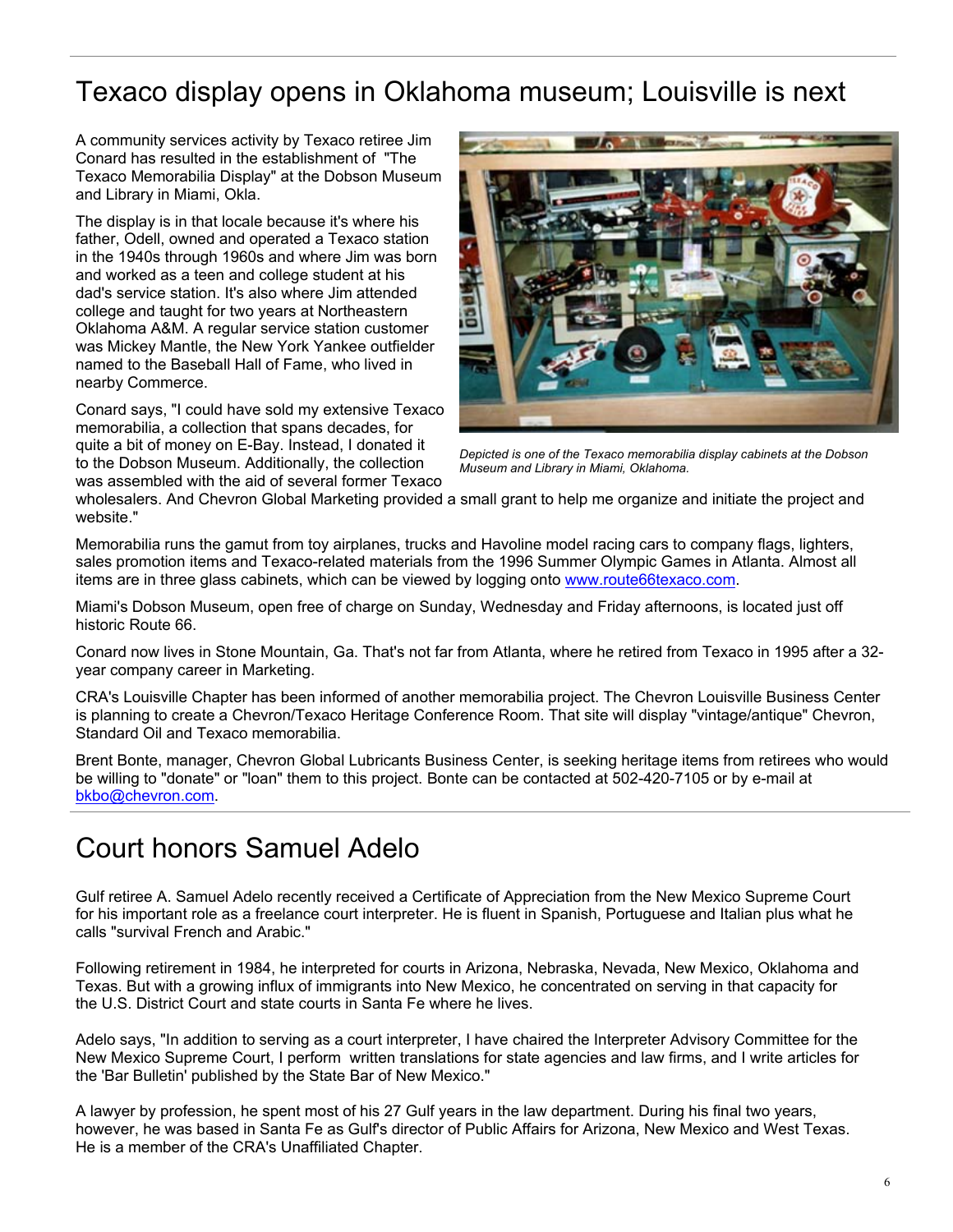# Texaco display opens in Oklahoma museum; Louisville is next

A community services activity by Texaco retiree Jim Conard has resulted in the establishment of "The Texaco Memorabilia Display" at the Dobson Museum and Library in Miami, Okla.

The display is in that locale because it's where his father, Odell, owned and operated a Texaco station in the 1940s through 1960s and where Jim was born and worked as a teen and college student at his dad's service station. It's also where Jim attended college and taught for two years at Northeastern Oklahoma A&M. A regular service station customer was Mickey Mantle, the New York Yankee outfielder named to the Baseball Hall of Fame, who lived in nearby Commerce.

*Depicted is one of the Texaco memorabilia display cabinets at the Dobson Museum and Library in Miami, Oklahoma.*

Conard says, "I could have sold my extensive Texaco memorabilia, a collection that spans decades, for quite a bit of money on E-Bay. Instead, I donated it to the Dobson Museum. Additionally, the collection was assembled with the aid of several former Texaco wholesalers. And Chevron Global Marketing provided a small grant to help me organize and initiate the project and website."

Memorabilia runs the gamut from toy airplanes, trucks and Havoline model racing cars to company flags, lighters, sales promotion items and Texaco-related materials from the 1996 Summer Olympic Games in Atlanta. Almost all items are in three glass cabinets, which can be viewed by logging onto www.route66texaco.com.

Miami's Dobson Museum, open free of charge on Sunday, Wednesday and Friday afternoons, is located just off historic Route 66.

Conard now lives in Stone Mountain, Ga. That's not far from Atlanta, where he retired from Texaco in 1995 after a 32-year company career in Marketing.

CRA's Louisville Chapter has been informed of another memorabilia project. The Chevron Louisville Business Center is planning to create a Chevron/Texaco Heritage Conference Room. That site will display "vintage/antique" Chevron, Standard Oil and Texaco memorabilia.

Brent Bonte, manager, Chevron Global Lubricants Business Center, is seeking heritage items from retirees who would be willing to "donate" or "loan" them to this project. Bonte can be contacted at 502-420-7105 or by e-mail at bkbo@chevron.com.

# Court honors Samuel Adelo

Gulf retiree A. Samuel Adelo recently received a Certificate of Appreciation from the New Mexico Supreme Court for his important role as a freelance court interpreter. He is fluent in Spanish, Portuguese and Italian plus what he calls "survival French and Arabic."

Following retirement in 1984, he interpreted for courts in Arizona, Nebraska, Nevada, New Mexico, Oklahoma and Texas. But with a growing influx of immigrants into New Mexico, he concentrated on serving in that capacity for the U.S. District Court and state courts in Santa Fe where he lives.

Adelo says, "In addition to serving as a court interpreter, I have chaired the Interpreter Advisory Committee for the New Mexico Supreme Court, I perform written translations for state agencies and law firms, and I write articles for the 'Bar Bulletin' published by the State Bar of New Mexico."

A lawyer by profession, he spent most of his 27 Gulf years in the law department. During his final two years, however, he was based in Santa Fe as Gulf's director of Public Affairs for Arizona, New Mexico and West Texas. He is a member of the CRA's Unaffiliated Chapter.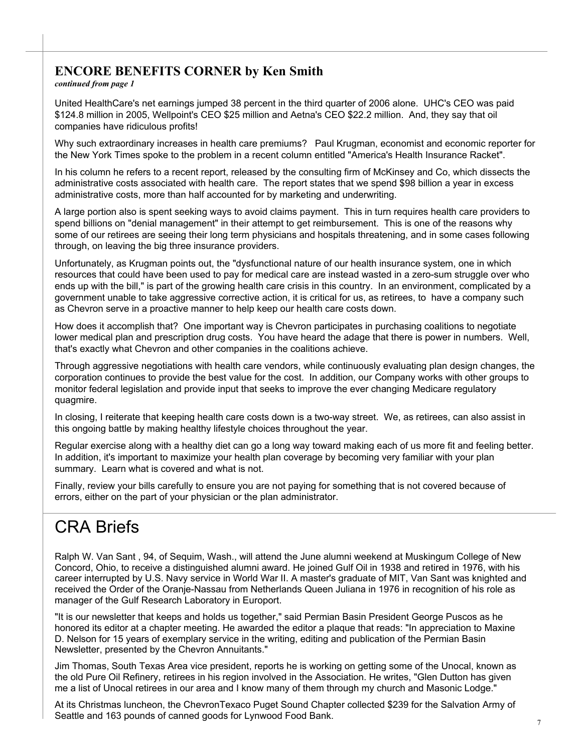## ENCORE BENEFITS CORNER by Ken Smith

***continued from page 1***

United HealthCare's net earnings jumped 38 percent in the third quarter of 2006 alone. UHC's CEO was paid $124.8 million in 2005, Wellpoint's CEO $25 million and Aetna's CEO $22.2 million. And, they say that oil companies have ridiculous profits!

Why such extraordinary increases in health care premiums? Paul Krugman, economist and economic reporter for the New York Times spoke to the problem in a recent column entitled "America's Health Insurance Racket".

In his column he refers to a recent report, released by the consulting firm of McKinsey and Co, which dissects the administrative costs associated with health care. The report states that we spend $98 billion a year in excess administrative costs, more than half accounted for by marketing and underwriting.

A large portion also is spent seeking ways to avoid claims payment. This in turn requires health care providers to spend billions on "denial management" in their attempt to get reimbursement. This is one of the reasons why some of our retirees are seeing their long term physicians and hospitals threatening, and in some cases following through, on leaving the big three insurance providers.

Unfortunately, as Krugman points out, the "dysfunctional nature of our health insurance system, one in which resources that could have been used to pay for medical care are instead wasted in a zero-sum struggle over who ends up with the bill," is part of the growing health care crisis in this country. In an environment, complicated by a government unable to take aggressive corrective action, it is critical for us, as retirees, to have a company such as Chevron serve in a proactive manner to help keep our health care costs down.

How does it accomplish that? One important way is Chevron participates in purchasing coalitions to negotiate lower medical plan and prescription drug costs. You have heard the adage that there is power in numbers. Well, that's exactly what Chevron and other companies in the coalitions achieve.

Through aggressive negotiations with health care vendors, while continuously evaluating plan design changes, the corporation continues to provide the best value for the cost. In addition, our Company works with other groups to monitor federal legislation and provide input that seeks to improve the ever changing Medicare regulatory quagmire.

In closing, I reiterate that keeping health care costs down is a two-way street. We, as retirees, can also assist in this ongoing battle by making healthy lifestyle choices throughout the year.

Regular exercise along with a healthy diet can go a long way toward making each of us more fit and feeling better. In addition, it's important to maximize your health plan coverage by becoming very familiar with your plan summary. Learn what is covered and what is not.

Finally, review your bills carefully to ensure you are not paying for something that is not covered because of errors, either on the part of your physician or the plan administrator.

# CRA Briefs

Ralph W. Van Sant , 94, of Sequim, Wash., will attend the June alumni weekend at Muskingum College of New Concord, Ohio, to receive a distinguished alumni award. He joined Gulf Oil in 1938 and retired in 1976, with his career interrupted by U.S. Navy service in World War II. A master's graduate of MIT, Van Sant was knighted and received the Order of the Oranje-Nassau from Netherlands Queen Juliana in 1976 in recognition of his role as manager of the Gulf Research Laboratory in Europort.

"It is our newsletter that keeps and holds us together," said Permian Basin President George Puscos as he honored its editor at a chapter meeting. He awarded the editor a plaque that reads: "In appreciation to Maxine D. Nelson for 15 years of exemplary service in the writing, editing and publication of the Permian Basin Newsletter, presented by the Chevron Annuitants."

Jim Thomas, South Texas Area vice president, reports he is working on getting some of the Unocal, known as the old Pure Oil Refinery, retirees in his region involved in the Association. He writes, "Glen Dutton has given me a list of Unocal retirees in our area and I know many of them through my church and Masonic Lodge."

At its Christmas luncheon, the ChevronTexaco Puget Sound Chapter collected $239 for the Salvation Army of Seattle and 163 pounds of canned goods for Lynwood Food Bank.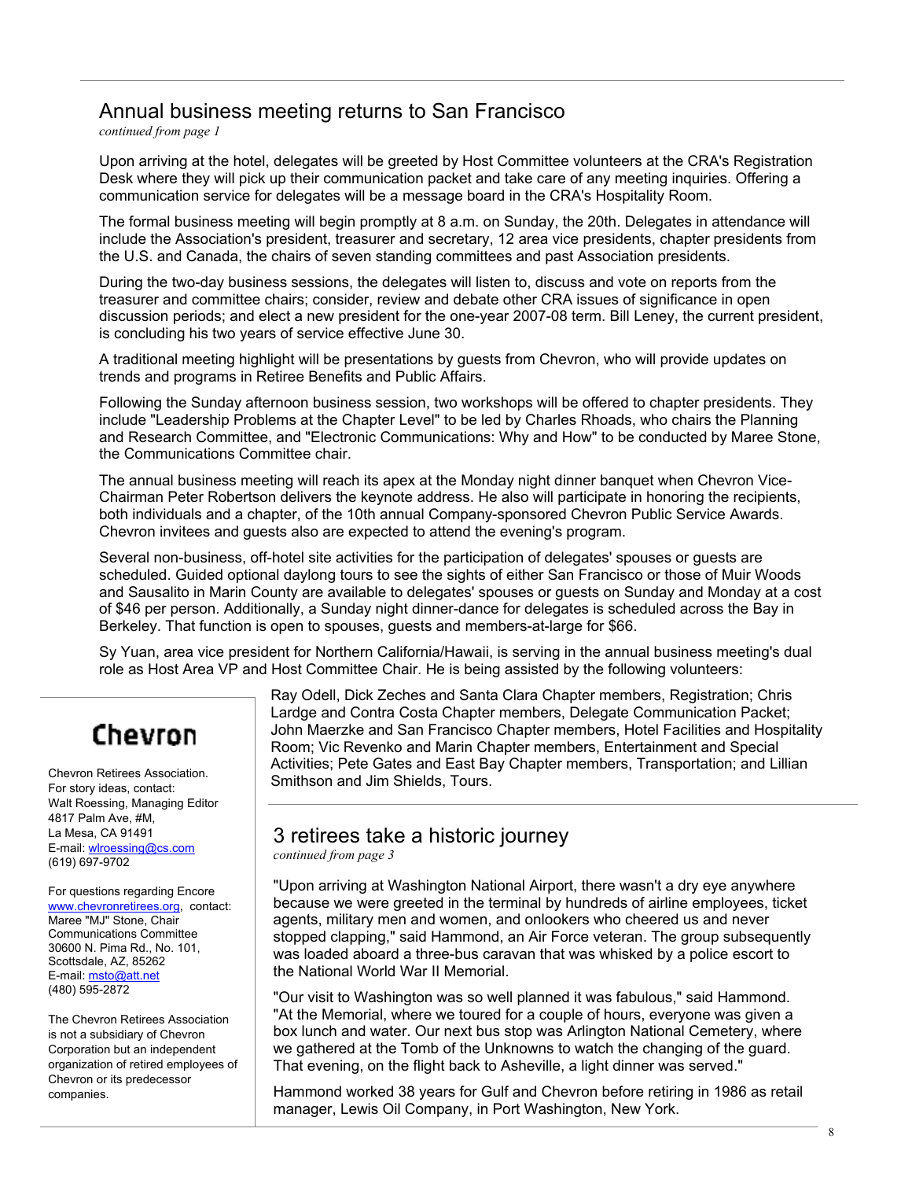## Annual business meeting returns to San Francisco

*continued from page 1*

Upon arriving at the hotel, delegates will be greeted by Host Committee volunteers at the CRA's Registration Desk where they will pick up their communication packet and take care of any meeting inquiries. Offering a communication service for delegates will be a message board in the CRA's Hospitality Room.

The formal business meeting will begin promptly at 8 a.m. on Sunday, the 20th. Delegates in attendance will include the Association's president, treasurer and secretary, 12 area vice presidents, chapter presidents from the U.S. and Canada, the chairs of seven standing committees and past Association presidents.

During the two-day business sessions, the delegates will listen to, discuss and vote on reports from the treasurer and committee chairs; consider, review and debate other CRA issues of significance in open discussion periods; and elect a new president for the one-year 2007-08 term. Bill Leney, the current president, is concluding his two years of service effective June 30.

A traditional meeting highlight will be presentations by guests from Chevron, who will provide updates on trends and programs in Retiree Benefits and Public Affairs.

Following the Sunday afternoon business session, two workshops will be offered to chapter presidents. They include "Leadership Problems at the Chapter Level" to be led by Charles Rhoads, who chairs the Planning and Research Committee, and "Electronic Communications: Why and How" to be conducted by Maree Stone, the Communications Committee chair.

The annual business meeting will reach its apex at the Monday night dinner banquet when Chevron Vice-Chairman Peter Robertson delivers the keynote address. He also will participate in honoring the recipients, both individuals and a chapter, of the 10th annual Company-sponsored Chevron Public Service Awards. Chevron invitees and guests also are expected to attend the evening's program.

Several non-business, off-hotel site activities for the participation of delegates' spouses or guests are scheduled. Guided optional daylong tours to see the sights of either San Francisco or those of Muir Woods and Sausalito in Marin County are available to delegates' spouses or guests on Sunday and Monday at a cost of $46 per person. Additionally, a Sunday night dinner-dance for delegates is scheduled across the Bay in Berkeley. That function is open to spouses, guests and members-at-large for $66.

Sy Yuan, area vice president for Northern California/Hawaii, is serving in the annual business meeting's dual role as Host Area VP and Host Committee Chair. He is being assisted by the following volunteers:

Ray Odell, Dick Zeches and Santa Clara Chapter members, Registration; Chris Lardge and Contra Costa Chapter members, Delegate Communication Packet; John Maerzke and San Francisco Chapter members, Hotel Facilities and Hospitality Room; Vic Revenko and Marin Chapter members, Entertainment and Special Activities; Pete Gates and East Bay Chapter members, Transportation; and Lillian Smithson and Jim Shields, Tours.

## 3 retirees take a historic journey

*continued from page 3*

"Upon arriving at Washington National Airport, there wasn't a dry eye anywhere because we were greeted in the terminal by hundreds of airline employees, ticket agents, military men and women, and onlookers who cheered us and never stopped clapping," said Hammond, an Air Force veteran. The group subsequently was loaded aboard a three-bus caravan that was whisked by a police escort to the National World War II Memorial.

"Our visit to Washington was so well planned it was fabulous," said Hammond. "At the Memorial, where we toured for a couple of hours, everyone was given a box lunch and water. Our next bus stop was Arlington National Cemetery, where we gathered at the Tomb of the Unknowns to watch the changing of the guard. That evening, on the flight back to Asheville, a light dinner was served."

Hammond worked 38 years for Gulf and Chevron before retiring in 1986 as retail manager, Lewis Oil Company, in Port Washington, New York.

---

**Chevron**

Chevron Retirees Association.
For story ideas, contact:
Walt Roessing, Managing Editor
4817 Palm Ave, #M,
La Mesa, CA 91491
E-mail: wlroessing@cs.com
(619) 697-9702

For questions regarding Encore www.chevronretirees.org, contact:
Maree "MJ" Stone, Chair
Communications Committee
30600 N. Pima Rd., No. 101,
Scottsdale, AZ, 85262
E-mail: msto@att.net
(480) 595-2872

The Chevron Retirees Association is not a subsidiary of Chevron Corporation but an independent organization of retired employees of Chevron or its predecessor companies.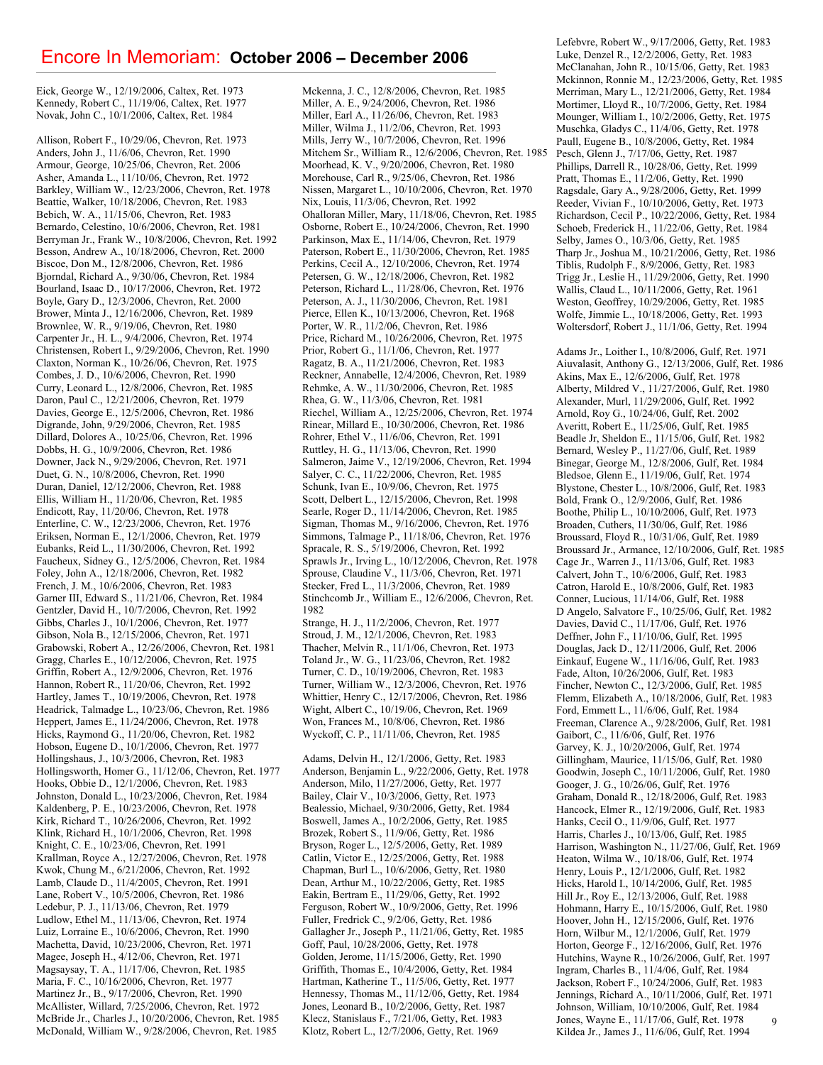# Encore In Memoriam: **October 2006 – December 2006**

Eick, George W., 12/19/2006, Caltex, Ret. 1973
Kennedy, Robert C., 11/19/06, Caltex, Ret. 1977
Novak, John C., 10/1/2006, Caltex, Ret. 1984

Allison, Robert F., 10/29/06, Chevron, Ret. 1973
Anders, John J., 11/6/06, Chevron, Ret. 1990
Armour, George, 10/25/06, Chevron, Ret. 2006
Asher, Amanda L., 11/10/06, Chevron, Ret. 1972
Barkley, William W., 12/23/2006, Chevron, Ret. 1978
Beattie, Walker, 10/18/2006, Chevron, Ret. 1983
Bebich, W. A., 11/15/06, Chevron, Ret. 1983
Bernardo, Celestino, 10/6/2006, Chevron, Ret. 1981
Berryman Jr., Frank W., 10/8/2006, Chevron, Ret. 1992
Besson, Andrew A., 10/18/2006, Chevron, Ret. 2000
Biscoe, Don M., 12/8/2006, Chevron, Ret. 1986
Bjorndal, Richard A., 9/30/06, Chevron, Ret. 1984
Bourland, Isaac D., 10/17/2006, Chevron, Ret. 1972
Boyle, Gary D., 12/3/2006, Chevron, Ret. 2000
Brower, Minta J., 12/16/2006, Chevron, Ret. 1989
Brownlee, W. R., 9/19/06, Chevron, Ret. 1980
Carpenter Jr., H. L., 9/4/2006, Chevron, Ret. 1974
Christensen, Robert I., 9/29/2006, Chevron, Ret. 1990
Claxton, Norman K., 10/26/06, Chevron, Ret. 1975
Combes, J. D., 10/6/2006, Chevron, Ret. 1990
Curry, Leonard L., 12/8/2006, Chevron, Ret. 1985
Daron, Paul C., 12/21/2006, Chevron, Ret. 1979
Davies, George E., 12/5/2006, Chevron, Ret. 1986
Digrande, John, 9/29/2006, Chevron, Ret. 1985
Dillard, Dolores A., 10/25/06, Chevron, Ret. 1996
Dobbs, H. G., 10/9/2006, Chevron, Ret. 1986
Downer, Jack N., 9/29/2006, Chevron, Ret. 1971
Duet, G. N., 10/8/2006, Chevron, Ret. 1990
Duran, Daniel, 12/12/2006, Chevron, Ret. 1988
Ellis, William H., 11/20/06, Chevron, Ret. 1985
Endicott, Ray, 11/20/06, Chevron, Ret. 1978
Enterline, C. W., 12/23/2006, Chevron, Ret. 1976
Eriksen, Norman E., 12/1/2006, Chevron, Ret. 1979
Eubanks, Reid L., 11/30/2006, Chevron, Ret. 1992
Faucheux, Sidney G., 12/5/2006, Chevron, Ret. 1984
Foley, John A., 12/18/2006, Chevron, Ret. 1982
French, J. M., 10/6/2006, Chevron, Ret. 1983
Garner III, Edward S., 11/21/06, Chevron, Ret. 1984
Gentzler, David H., 10/7/2006, Chevron, Ret. 1992
Gibbs, Charles J., 10/1/2006, Chevron, Ret. 1977
Gibson, Nola B., 12/15/2006, Chevron, Ret. 1971
Grabowski, Robert A., 12/26/2006, Chevron, Ret. 1981
Gragg, Charles E., 10/12/2006, Chevron, Ret. 1975
Griffin, Robert A., 12/9/2006, Chevron, Ret. 1976
Hannon, Robert R., 11/20/06, Chevron, Ret. 1992
Hartley, James T., 10/19/2006, Chevron, Ret. 1978
Headrick, Talmadge L., 10/23/06, Chevron, Ret. 1986
Heppert, James E., 11/24/2006, Chevron, Ret. 1978
Hicks, Raymond G., 11/20/06, Chevron, Ret. 1982
Hobson, Eugene D., 10/1/2006, Chevron, Ret. 1977
Hollingshaus, J., 10/3/2006, Chevron, Ret. 1983
Hollingsworth, Homer G., 11/12/06, Chevron, Ret. 1977
Hooks, Obbie D., 12/1/2006, Chevron, Ret. 1983
Johnston, Donald L., 10/23/2006, Chevron, Ret. 1984
Kaldenberg, P. E., 10/23/2006, Chevron, Ret. 1978
Kirk, Richard T., 10/26/2006, Chevron, Ret. 1992
Klink, Richard H., 10/1/2006, Chevron, Ret. 1998
Knight, C. E., 10/23/06, Chevron, Ret. 1991
Krallman, Royce A., 12/27/2006, Chevron, Ret. 1978
Kwok, Chung M., 6/21/2006, Chevron, Ret. 1992
Lamb, Claude D., 11/4/2005, Chevron, Ret. 1991
Lane, Robert V., 10/5/2006, Chevron, Ret. 1986
Ledebur, P. J., 11/13/06, Chevron, Ret. 1979
Ludlow, Ethel M., 11/13/06, Chevron, Ret. 1974
Luiz, Lorraine E., 10/6/2006, Chevron, Ret. 1990
Machetta, David, 10/23/2006, Chevron, Ret. 1971
Magee, Joseph H., 4/12/06, Chevron, Ret. 1971
Magsaysay, T. A., 11/17/06, Chevron, Ret. 1985
Maria, F. C., 10/16/2006, Chevron, Ret. 1977
Martinez Jr., B., 9/17/2006, Chevron, Ret. 1990
McAllister, Willard, 7/25/2006, Chevron, Ret. 1972
McBride Jr., Charles J., 10/20/2006, Chevron, Ret. 1985
McDonald, William W., 9/28/2006, Chevron, Ret. 1985
Mckenna, J. C., 12/8/2006, Chevron, Ret. 1985
Miller, A. E., 9/24/2006, Chevron, Ret. 1986
Miller, Earl A., 11/26/06, Chevron, Ret. 1983
Miller, Wilma J., 11/2/06, Chevron, Ret. 1993
Mills, Jerry W., 10/7/2006, Chevron, Ret. 1996
Mitchem Sr., William R., 12/6/2006, Chevron, Ret. 1985
Moorhead, K. V., 9/20/2006, Chevron, Ret. 1980
Morehouse, Carl R., 9/25/06, Chevron, Ret. 1986
Nissen, Margaret L., 10/10/2006, Chevron, Ret. 1970
Nix, Louis, 11/3/06, Chevron, Ret. 1992
Ohalloran Miller, Mary, 11/18/06, Chevron, Ret. 1985
Osborne, Robert E., 10/24/2006, Chevron, Ret. 1990
Parkinson, Max E., 11/14/06, Chevron, Ret. 1979
Paterson, Robert E., 11/30/2006, Chevron, Ret. 1985
Perkins, Cecil A., 12/10/2006, Chevron, Ret. 1974
Petersen, G. W., 12/18/2006, Chevron, Ret. 1982
Peterson, Richard L., 11/28/06, Chevron, Ret. 1976
Peterson, A. J., 11/30/2006, Chevron, Ret. 1981
Pierce, Ellen K., 10/13/2006, Chevron, Ret. 1968
Porter, W. R., 11/2/06, Chevron, Ret. 1986
Price, Richard M., 10/26/2006, Chevron, Ret. 1975
Prior, Robert G., 11/1/06, Chevron, Ret. 1977
Ragatz, B. A., 11/21/2006, Chevron, Ret. 1983
Reckner, Annabelle, 12/4/2006, Chevron, Ret. 1989
Rehmke, A. W., 11/30/2006, Chevron, Ret. 1985
Rhea, G. W., 11/3/06, Chevron, Ret. 1981
Riechel, William A., 12/25/2006, Chevron, Ret. 1974
Rinear, Millard E., 10/30/2006, Chevron, Ret. 1986
Rohrer, Ethel V., 11/6/06, Chevron, Ret. 1991
Ruttley, H. G., 11/13/06, Chevron, Ret. 1990
Salmeron, Jaime V., 12/19/2006, Chevron, Ret. 1994
Salyer, C. C., 11/22/2006, Chevron, Ret. 1985
Schunk, Ivan E., 10/9/06, Chevron, Ret. 1975
Scott, Delbert L., 12/15/2006, Chevron, Ret. 1998
Searle, Roger D., 11/14/2006, Chevron, Ret. 1985
Sigman, Thomas M., 9/16/2006, Chevron, Ret. 1976
Simmons, Talmage P., 11/18/06, Chevron, Ret. 1976
Spracale, R. S., 5/19/2006, Chevron, Ret. 1992
Sprawls Jr., Irving L., 10/12/2006, Chevron, Ret. 1978
Sprouse, Claudine V., 11/3/06, Chevron, Ret. 1971
Stecker, Fred L., 11/3/2006, Chevron, Ret. 1989
Stinchcomb Jr., William E., 12/6/2006, Chevron, Ret. 1982
Strange, H. J., 11/2/2006, Chevron, Ret. 1977
Stroud, J. M., 12/1/2006, Chevron, Ret. 1983
Thacher, Melvin R., 11/1/06, Chevron, Ret. 1973
Toland Jr., W. G., 11/23/06, Chevron, Ret. 1982
Turner, C. D., 10/19/2006, Chevron, Ret. 1983
Turner, William W., 12/3/2006, Chevron, Ret. 1976
Whittier, Henry C., 12/17/2006, Chevron, Ret. 1986
Wight, Albert C., 10/19/06, Chevron, Ret. 1969
Won, Frances M., 10/8/06, Chevron, Ret. 1986
Wyckoff, C. P., 11/11/06, Chevron, Ret. 1985

Adams, Delvin H., 12/1/2006, Getty, Ret. 1983
Anderson, Benjamin L., 9/22/2006, Getty, Ret. 1978
Anderson, Milo, 11/27/2006, Getty, Ret. 1977
Bailey, Clair V., 10/3/2006, Getty, Ret. 1973
Bealessio, Michael, 9/30/2006, Getty, Ret. 1984
Boswell, James A., 10/2/2006, Getty, Ret. 1985
Brozek, Robert S., 11/9/06, Getty, Ret. 1986
Bryson, Roger L., 12/5/2006, Getty, Ret. 1989
Catlin, Victor E., 12/25/2006, Getty, Ret. 1988
Chapman, Burl L., 10/6/2006, Getty, Ret. 1980
Dean, Arthur M., 10/22/2006, Getty, Ret. 1985
Eakin, Bertram E., 11/29/06, Getty, Ret. 1992
Ferguson, Robert W., 10/9/2006, Getty, Ret. 1996
Fuller, Fredrick C., 9/2/06, Getty, Ret. 1986
Gallagher Jr., Joseph P., 11/21/06, Getty, Ret. 1985
Goff, Paul, 10/28/2006, Getty, Ret. 1978
Golden, Jerome, 11/15/2006, Getty, Ret. 1990
Griffith, Thomas E., 10/4/2006, Getty, Ret. 1984
Hartman, Katherine T., 11/5/06, Getty, Ret. 1977
Hennessy, Thomas M., 11/12/06, Getty, Ret. 1984
Jones, Leonard B., 10/2/2006, Getty, Ret. 1987
Klecz, Stanislaus F., 7/21/06, Getty, Ret. 1983
Klotz, Robert L., 12/7/2006, Getty, Ret. 1969
Lefebvre, Robert W., 9/17/2006, Getty, Ret. 1983
Luke, Denzel R., 12/2/2006, Getty, Ret. 1983
McClanahan, John R., 10/15/06, Getty, Ret. 1983
Mckinnon, Ronnie M., 12/23/2006, Getty, Ret. 1985
Merriman, Mary L., 12/21/2006, Getty, Ret. 1984
Mortimer, Lloyd R., 10/7/2006, Getty, Ret. 1984
Mounger, William I., 10/2/2006, Getty, Ret. 1975
Muschka, Gladys C., 11/4/06, Getty, Ret. 1978
Paull, Eugene B., 10/8/2006, Getty, Ret. 1984
Pesch, Glenn J., 7/17/06, Getty, Ret. 1987
Phillips, Darrell R., 10/28/06, Getty, Ret. 1999
Pratt, Thomas E., 11/2/06, Getty, Ret. 1990
Ragsdale, Gary A., 9/28/2006, Getty, Ret. 1999
Reeder, Vivian F., 10/10/2006, Getty, Ret. 1973
Richardson, Cecil P., 10/22/2006, Getty, Ret. 1984
Schoeb, Frederick H., 11/22/06, Getty, Ret. 1984
Selby, James O., 10/3/06, Getty, Ret. 1985
Tharp Jr., Joshua M., 10/21/2006, Getty, Ret. 1986
Tiblis, Rudolph F., 8/9/2006, Getty, Ret. 1983
Trigg Jr., Leslie H., 11/29/2006, Getty, Ret. 1990
Wallis, Claud L., 10/11/2006, Getty, Ret. 1961
Weston, Geoffrey, 10/29/2006, Getty, Ret. 1985
Wolfe, Jimmie L., 10/18/2006, Getty, Ret. 1993
Woltersdorf, Robert J., 11/1/06, Getty, Ret. 1994

Adams Jr., Loither I., 10/8/2006, Gulf, Ret. 1971
Aiuvalasit, Anthony G., 12/13/2006, Gulf, Ret. 1986
Akins, Max E., 12/6/2006, Gulf, Ret. 1978
Alberty, Mildred V., 11/27/2006, Gulf, Ret. 1980
Alexander, Murl, 11/29/2006, Gulf, Ret. 1992
Arnold, Roy G., 10/24/06, Gulf, Ret. 2002
Averitt, Robert E., 11/25/06, Gulf, Ret. 1985
Beadle Jr, Sheldon E., 11/15/06, Gulf, Ret. 1982
Bernard, Wesley P., 11/27/06, Gulf, Ret. 1989
Binegar, George M., 12/8/2006, Gulf, Ret. 1984
Bledsoe, Glenn E., 11/19/06, Gulf, Ret. 1974
Blystone, Chester L., 10/8/2006, Gulf, Ret. 1983
Bold, Frank O., 12/9/2006, Gulf, Ret. 1986
Boothe, Philip L., 10/10/2006, Gulf, Ret. 1973
Broaden, Cuthers, 11/30/06, Gulf, Ret. 1986
Broussard, Floyd R., 10/31/06, Gulf, Ret. 1989
Broussard Jr., Armance, 12/10/2006, Gulf, Ret. 1985
Cage Jr., Warren J., 11/13/06, Gulf, Ret. 1983
Calvert, John T., 10/6/2006, Gulf, Ret. 1983
Catron, Harold E., 10/8/2006, Gulf, Ret. 1983
Conner, Lucious, 11/14/06, Gulf, Ret. 1988
D Angelo, Salvatore F., 10/25/06, Gulf, Ret. 1982
Davies, David C., 11/17/06, Gulf, Ret. 1976
Deffner, John F., 11/10/06, Gulf, Ret. 1995
Douglas, Jack D., 12/11/2006, Gulf, Ret. 2006
Einkauf, Eugene W., 11/16/06, Gulf, Ret. 1983
Fade, Alton, 10/26/2006, Gulf, Ret. 1983
Fincher, Newton C., 12/3/2006, Gulf, Ret. 1985
Flemm, Elizabeth A., 10/18/2006, Gulf, Ret. 1983
Ford, Emmett L., 11/6/06, Gulf, Ret. 1984
Freeman, Clarence A., 9/28/2006, Gulf, Ret. 1981
Gaibort, C., 11/6/06, Gulf, Ret. 1976
Garvey, K. J., 10/20/2006, Gulf, Ret. 1974
Gillingham, Maurice, 11/15/06, Gulf, Ret. 1980
Goodwin, Joseph C., 10/11/2006, Gulf, Ret. 1980
Googer, J. G., 10/26/06, Gulf, Ret. 1976
Graham, Donald R., 12/18/2006, Gulf, Ret. 1983
Hancock, Elmer R., 12/19/2006, Gulf, Ret. 1983
Hanks, Cecil O., 11/9/06, Gulf, Ret. 1977
Harris, Charles J., 10/13/06, Gulf, Ret. 1985
Harrison, Washington N., 11/27/06, Gulf, Ret. 1969
Heaton, Wilma W., 10/18/06, Gulf, Ret. 1974
Henry, Louis P., 12/1/2006, Gulf, Ret. 1982
Hicks, Harold I., 10/14/2006, Gulf, Ret. 1985
Hill Jr., Roy E., 12/13/2006, Gulf, Ret. 1988
Hohmann, Harry E., 10/15/2006, Gulf, Ret. 1980
Hoover, John H., 12/15/2006, Gulf, Ret. 1976
Horn, Wilbur M., 12/1/2006, Gulf, Ret. 1979
Horton, George F., 12/16/2006, Gulf, Ret. 1976
Hutchins, Wayne R., 10/26/2006, Gulf, Ret. 1997
Ingram, Charles B., 11/4/06, Gulf, Ret. 1984
Jackson, Robert F., 10/24/2006, Gulf, Ret. 1983
Jennings, Richard A., 10/11/2006, Gulf, Ret. 1971
Johnson, William, 10/10/2006, Gulf, Ret. 1984
Jones, Wayne E., 11/17/06, Gulf, Ret. 1978
Kildea Jr., James J., 11/6/06, Gulf, Ret. 1994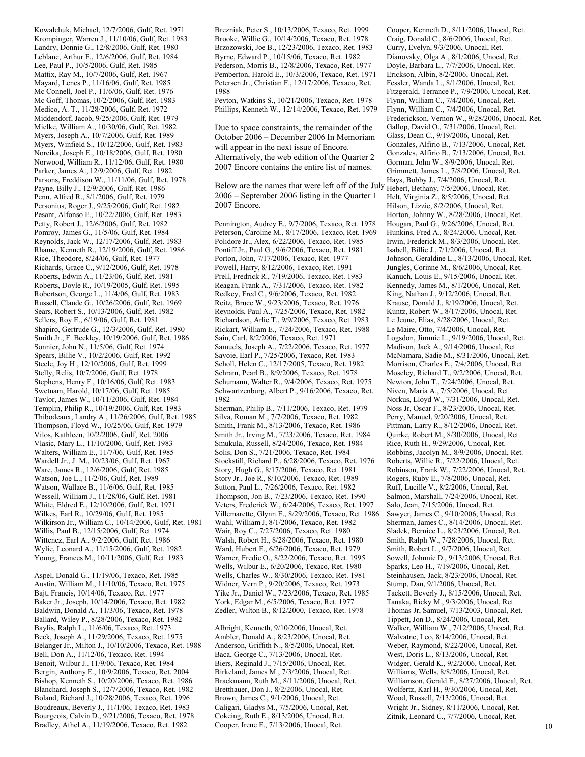Kowalchuk, Michael, 12/7/2006, Gulf, Ret. 1971
Krompinger, Warren J., 11/10/06, Gulf, Ret. 1983
Landry, Donnie G., 12/8/2006, Gulf, Ret. 1980
Leblanc, Arthur E., 12/6/2006, Gulf, Ret. 1984
Lee, Paul P., 10/5/2006, Gulf, Ret. 1985
Mattix, Ray M., 10/7/2006, Gulf, Ret. 1967
Mayard, Lenes P., 11/16/06, Gulf, Ret. 1985
Mc Connell, Joel P., 11/6/06, Gulf, Ret. 1976
Mc Goff, Thomas, 10/2/2006, Gulf, Ret. 1983
Medico, A. T., 11/28/2006, Gulf, Ret. 1972
Middendorf, Jacob, 9/25/2006, Gulf, Ret. 1979
Mielke, William A., 10/30/06, Gulf, Ret. 1982
Myers, Joseph A., 10/7/2006, Gulf, Ret. 1989
Myers, Winfield S., 10/12/2006, Gulf, Ret. 1983
Noreika, Joseph E., 10/18/2006, Gulf, Ret. 1980
Norwood, William R., 11/12/06, Gulf, Ret. 1980
Parker, James A., 12/9/2006, Gulf, Ret. 1982
Parsons, Freddison W., 11/11/06, Gulf, Ret. 1978
Payne, Billy J., 12/9/2006, Gulf, Ret. 1986
Penn, Alfred R., 8/1/2006, Gulf, Ret. 1979
Personius, Roger J., 9/25/2006, Gulf, Ret. 1982
Pesant, Alfonso E., 10/22/2006, Gulf, Ret. 1983
Petty, Robert J., 12/6/2006, Gulf, Ret. 1982
Pomroy, James G., 11/5/06, Gulf, Ret. 1984
Reynolds, Jack W., 12/17/2006, Gulf, Ret. 1983
Rhame, Kenneth R., 12/19/2006, Gulf, Ret. 1986
Rice, Theodore, 8/24/06, Gulf, Ret. 1977
Richards, Grace C., 9/12/2006, Gulf, Ret. 1978
Roberts, Edwin A., 11/23/06, Gulf, Ret. 1981
Roberts, Doyle R., 10/19/2005, Gulf, Ret. 1995
Robertson, George L., 11/4/06, Gulf, Ret. 1983
Russell, Claude G., 10/26/2006, Gulf, Ret. 1969
Sears, Robert S., 10/13/2006, Gulf, Ret. 1982
Sellers, Roy E., 6/19/06, Gulf, Ret. 1981
Shapiro, Gertrude G., 12/3/2006, Gulf, Ret. 1980
Smith Jr., F. Beckley, 10/19/2006, Gulf, Ret. 1986
Sonnier, John N., 11/5/06, Gulf, Ret. 1974
Spears, Billie V., 10/2/2006, Gulf, Ret. 1992
Steele, Joy H., 12/10/2006, Gulf, Ret. 1999
Stelly, Relis, 10/7/2006, Gulf, Ret. 1978
Stephens, Henry F., 10/16/06, Gulf, Ret. 1983
Swetnam, Harold, 10/17/06, Gulf, Ret. 1985
Taylor, James W., 10/11/2006, Gulf, Ret. 1984
Templin, Philip R., 10/19/2006, Gulf, Ret. 1983
Thibodeaux, Landry A., 11/26/2006, Gulf, Ret. 1985
Thompson, Floyd W., 10/25/06, Gulf, Ret. 1979
Vilos, Kathleen, 10/2/2006, Gulf, Ret. 2006
Vlasic, Mary L., 11/10/2006, Gulf, Ret. 1983
Walters, William E., 11/7/06, Gulf, Ret. 1985
Wardell Jr., J. M., 10/23/06, Gulf, Ret. 1967
Ware, James R., 12/6/2006, Gulf, Ret. 1985
Watson, Joe L., 11/2/06, Gulf, Ret. 1989
Watson, Wallace B., 11/6/06, Gulf, Ret. 1985
Wessell, William J., 11/28/06, Gulf, Ret. 1981
White, Eldred E., 12/10/2006, Gulf, Ret. 1971
Wilkes, Earl R., 10/29/06, Gulf, Ret. 1985
Wilkirson Jr., William C., 10/14/2006, Gulf, Ret. 1981
Willis, Paul B., 12/15/2006, Gulf, Ret. 1974
Wittenez, Earl A., 9/2/2006, Gulf, Ret. 1986
Wylie, Leonard A., 11/15/2006, Gulf, Ret. 1982
Young, Frances M., 10/11/2006, Gulf, Ret. 1983

Aspel, Donald G., 11/19/06, Texaco, Ret. 1985
Austin, William M., 11/10/06, Texaco, Ret. 1975
Bajt, Francis, 10/14/06, Texaco, Ret. 1977
Baker Jr., Joseph, 10/14/2006, Texaco, Ret. 1982
Baldwin, Donald A., 11/3/06, Texaco, Ret. 1978
Ballard, Wiley P., 8/28/2006, Texaco, Ret. 1982
Baylis, Ralph L., 11/6/06, Texaco, Ret. 1973
Beck, Joseph A., 11/29/2006, Texaco, Ret. 1975
Belanger Jr., Milton J., 10/10/2006, Texaco, Ret. 1988
Bell, Don A., 11/12/06, Texaco, Ret. 1994
Benoit, Wilbur J., 11/9/06, Texaco, Ret. 1984
Bergin, Anthony E., 10/9/2006, Texaco, Ret. 2004
Bishop, Kenneth S., 10/20/2006, Texaco, Ret. 1986
Blanchard, Joseph S., 12/7/2006, Texaco, Ret. 1982
Boland, Richard J., 10/28/2006, Texaco, Ret. 1996
Boudreaux, Beverly J., 11/1/06, Texaco, Ret. 1983
Bourgeois, Calvin D., 9/21/2006, Texaco, Ret. 1978
Bradley, Athel A., 11/19/2006, Texaco, Ret. 1982
Brezniak, Peter S., 10/13/2006, Texaco, Ret. 1999
Brooke, Willie G., 10/14/2006, Texaco, Ret. 1978
Brzozowski, Joe B., 12/23/2006, Texaco, Ret. 1983
Byrne, Edward P., 10/15/06, Texaco, Ret. 1982
Pederson, Morris B., 12/8/2006, Texaco, Ret. 1977
Pemberton, Harold E., 10/3/2006, Texaco, Ret. 1971
Petersen Jr., Christian F., 12/17/2006, Texaco, Ret. 1988
Peyton, Watkins S., 10/21/2006, Texaco, Ret. 1978
Phillips, Kenneth W., 12/14/2006, Texaco, Ret. 1979

Due to space constraints, the remainder of the October 2006 – December 2006 In Memoriam will appear in the next issue of Encore. Alternatively, the web edition of the Quarter 2 2007 Encore contains the entire list of names.

Below are the names that were left off of the July 2006 – September 2006 listing in the Quarter 1 2007 Encore.

Pennington, Audrey E., 9/7/2006, Texaco, Ret. 1978
Peterson, Caroline M., 8/17/2006, Texaco, Ret. 1969
Polidore Jr., Alex, 6/22/2006, Texaco, Ret. 1985
Pontiff Jr., Paul G., 9/6/2006, Texaco, Ret. 1981
Porton, John, 7/17/2006, Texaco, Ret. 1977
Powell, Harry, 8/12/2006, Texaco, Ret. 1991
Prell, Fredrick R., 7/19/2006, Texaco, Ret. 1983
Reagan, Frank A., 7/31/2006, Texaco, Ret. 1982
Redkey, Fred C., 9/6/2006, Texaco, Ret. 1982
Reitz, Bruce W., 9/23/2006, Texaco, Ret. 1976
Reynolds, Paul A., 7/25/2006, Texaco, Ret. 1982
Richardson, Arlie T., 9/9/2006, Texaco, Ret. 1983
Rickart, William E., 7/24/2006, Texaco, Ret. 1988
Sain, Carl, 8/2/2006, Texaco, Ret. 1971
Samuels, Joseph A., 7/22/2006, Texaco, Ret. 1977
Savoie, Earl P., 7/25/2006, Texaco, Ret. 1983
Scholl, Helen C., 12/17/2005, Texaco, Ret. 1982
Schram, Pearl B., 8/9/2006, Texaco, Ret. 1978
Schumann, Walter R., 9/4/2006, Texaco, Ret. 1975
Schwartzenburg, Albert P., 9/16/2006, Texaco, Ret. 1982
Sherman, Philip B., 7/11/2006, Texaco, Ret. 1979
Silva, Roman M., 7/7/2006, Texaco, Ret. 1982
Smith, Frank M., 8/13/2006, Texaco, Ret. 1986
Smith Jr., Irving M., 7/23/2006, Texaco, Ret. 1984
Smukula, Russell, 8/24/2006, Texaco, Ret. 1984
Solis, Don S., 7/21/2006, Texaco, Ret. 1984
Stockstill, Richard P., 6/28/2006, Texaco, Ret. 1976
Story, Hugh G., 8/17/2006, Texaco, Ret. 1981
Story Jr., Joe R., 8/10/2006, Texaco, Ret. 1989
Sutton, Paul L., 7/26/2006, Texaco, Ret. 1982
Thompson, Jon B., 7/23/2006, Texaco, Ret. 1990
Veters, Frederick W., 6/24/2006, Texaco, Ret. 1997
Villemarette, Glynn E., 8/29/2006, Texaco, Ret. 1986
Wahl, William J, 8/1/2006, Texaco, Ret. 1982
Wair, Roy C., 7/27/2006, Texaco, Ret. 1980
Walsh, Robert H., 8/28/2006, Texaco, Ret. 1980
Ward, Hubert E., 6/26/2006, Texaco, Ret. 1979
Warner, Fredie O., 8/22/2006, Texaco, Ret. 1995
Wells, Wilbur E., 6/20/2006, Texaco, Ret. 1980
Wells, Charles W., 8/30/2006, Texaco, Ret. 1981
Widner, Vern P., 9/20/2006, Texaco, Ret. 1973
Yike Jr., Daniel W., 7/23/2006, Texaco, Ret. 1985
York, Edgar M., 6/5/2006, Texaco, Ret. 1977
Zedler, Wilton B., 8/12/2000, Texaco, Ret. 1978

Albright, Kenneth, 9/10/2006, Unocal, Ret.
Ambler, Donald A., 8/23/2006, Unocal, Ret.
Anderson, Griffith N., 8/5/2006, Unocal, Ret.
Baca, George C., 7/13/2006, Unocal, Ret.
Biers, Reginald J., 7/15/2006, Unocal, Ret.
Birkeland, James M., 7/3/2006, Unocal, Ret.
Brackmann, Ruth M., 8/11/2006, Unocal, Ret.
Bretthauer, Don J., 8/2/2006, Unocal, Ret.
Brown, James C., 9/1/2006, Unocal, Ret.
Caligari, Gladys M., 7/5/2006, Unocal, Ret.
Cokeing, Ruth E., 8/13/2006, Unocal, Ret.
Cooper, Irene E., 7/13/2006, Unocal, Ret.
Cooper, Kenneth D., 8/11/2006, Unocal, Ret.
Craig, Donald C., 8/6/2006, Unocal, Ret.
Curry, Evelyn, 9/3/2006, Unocal, Ret.
Dianovsky, Olga A., 8/1/2006, Unocal, Ret.
Doyle, Barbara L., 7/7/2006, Unocal, Ret.
Erickson, Albin, 8/2/2006, Unocal, Ret.
Fessler, Wanda L., 8/1/2006, Unocal, Ret.
Fitzgerald, Terrance P., 7/9/2006, Unocal, Ret.
Flynn, William C., 7/4/2006, Unocal, Ret.
Flynn, William C., 7/4/2006, Unocal, Ret.
Frederickson, Vernon W., 9/28/2006, Unocal, Ret.
Gallop, David O., 7/31/2006, Unocal, Ret.
Glass, Dean C., 9/19/2006, Unocal, Ret.
Gonzales, Alfirio B., 7/13/2006, Unocal, Ret.
Gonzales, Alfirio B., 7/13/2006, Unocal, Ret.
Gorman, John W., 8/9/2006, Unocal, Ret.
Grimmett, James L., 7/8/2006, Unocal, Ret.
Hays, Bobby J., 7/4/2006, Unocal, Ret.
Hebert, Bethany, 7/5/2006, Unocal, Ret.
Helt, Virginia Z., 8/5/2006, Unocal, Ret.
Hilson, Lizzie, 8/2/2006, Unocal, Ret.
Horton, Johnny W., 8/28/2006, Unocal, Ret.
Hougan, Paul G., 9/26/2006, Unocal, Ret.
Hunkins, Fred A., 8/24/2006, Unocal, Ret.
Irwin, Frederick M., 8/3/2006, Unocal, Ret.
Isabell, Billie J., 7/1/2006, Unocal, Ret.
Johnson, Geraldine L., 8/13/2006, Unocal, Ret.
Jungles, Corinne M., 8/6/2006, Unocal, Ret.
Kanuch, Louis E., 9/15/2006, Unocal, Ret.
Kennedy, James M., 8/1/2006, Unocal, Ret.
King, Nathan J., 9/12/2006, Unocal, Ret.
Krause, Donald J., 8/19/2006, Unocal, Ret.
Kuntz, Robert W., 8/17/2006, Unocal, Ret.
Le Jeune, Elias, 8/28/2006, Unocal, Ret.
Le Maire, Otto, 7/4/2006, Unocal, Ret.
Logsdon, Jimmie L., 9/19/2006, Unocal, Ret.
Madison, Jack A., 9/14/2006, Unocal, Ret.
McNamara, Sadie M., 8/31/2006, Unocal, Ret.
Morrison, Charles E., 7/4/2006, Unocal, Ret.
Moseley, Richard T., 9/2/2006, Unocal, Ret.
Newton, John T., 7/24/2006, Unocal, Ret.
Niven, Maria A., 7/5/2006, Unocal, Ret.
Norkus, Lloyd W., 7/31/2006, Unocal, Ret.
Noss Jr, Oscar F., 8/23/2006, Unocal, Ret.
Perry, Manuel, 9/20/2006, Unocal, Ret.
Pittman, Larry R., 8/12/2006, Unocal, Ret.
Quirke, Robert M., 8/30/2006, Unocal, Ret.
Rice, Ruth H., 9/29/2006, Unocal, Ret.
Robbins, Jacolyn M., 8/9/2006, Unocal, Ret.
Roberts, Willie R., 7/22/2006, Unocal, Ret.
Robinson, Frank W., 7/22/2006, Unocal, Ret.
Rogers, Ruby E., 7/8/2006, Unocal, Ret.
Ruff, Lucille V., 8/2/2006, Unocal, Ret.
Salmon, Marshall, 7/24/2006, Unocal, Ret.
Salo, Jean, 7/15/2006, Unocal, Ret.
Sawyer, James C., 9/10/2006, Unocal, Ret.
Sherman, James C., 8/14/2006, Unocal, Ret.
Sladek, Bernice L., 8/23/2006, Unocal, Ret.
Smith, Ralph W., 7/28/2006, Unocal, Ret.
Smith, Robert L., 9/7/2006, Unocal, Ret.
Sowell, Johnnie D., 9/13/2006, Unocal, Ret.
Sparks, Leo H., 7/19/2006, Unocal, Ret.
Steinhausen, Jack, 8/23/2006, Unocal, Ret.
Stump, Dan, 9/1/2006, Unocal, Ret.
Tackett, Beverly J., 8/15/2006, Unocal, Ret.
Tanaka, Ricky M., 9/3/2006, Unocal, Ret.
Thomas Jr, Samuel, 7/13/2003, Unocal, Ret.
Tippett, Jon D., 8/24/2006, Unocal, Ret.
Walker, William W., 7/12/2006, Unocal, Ret.
Walvatne, Leo, 8/14/2006, Unocal, Ret.
Weber, Raymond, 8/22/2006, Unocal, Ret.
West, Doris L., 8/13/2006, Unocal, Ret.
Widger, Gerald K., 9/2/2006, Unocal, Ret.
Williams, Wells, 8/8/2006, Unocal, Ret.
Williamson, Gerald E., 8/27/2006, Unocal, Ret.
Wolfertz, Karl H., 9/30/2006, Unocal, Ret.
Wood, Russell, 7/13/2006, Unocal, Ret.
Wright Jr., Sidney, 8/11/2006, Unocal, Ret.
Zitnik, Leonard C., 7/7/2006, Unocal, Ret.